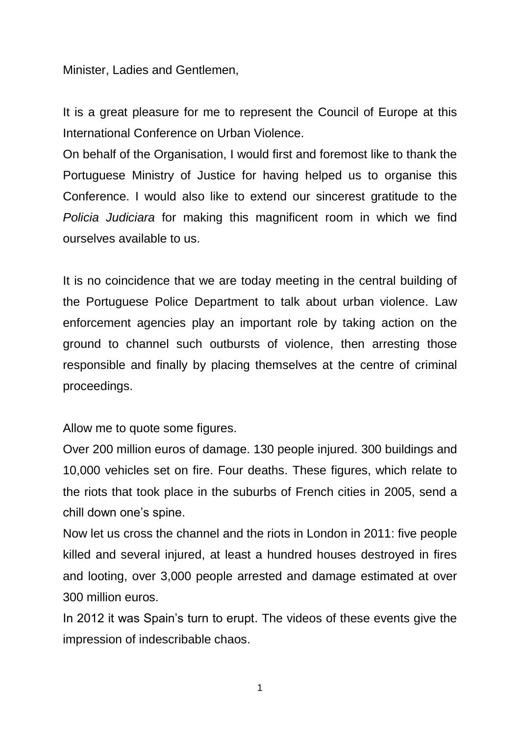Minister, Ladies and Gentlemen,

It is a great pleasure for me to represent the Council of Europe at this International Conference on Urban Violence.

On behalf of the Organisation, I would first and foremost like to thank the Portuguese Ministry of Justice for having helped us to organise this Conference. I would also like to extend our sincerest gratitude to the *Policia Judiciara* for making this magnificent room in which we find ourselves available to us.

It is no coincidence that we are today meeting in the central building of the Portuguese Police Department to talk about urban violence. Law enforcement agencies play an important role by taking action on the ground to channel such outbursts of violence, then arresting those responsible and finally by placing themselves at the centre of criminal proceedings.

Allow me to quote some figures.

Over 200 million euros of damage. 130 people injured. 300 buildings and 10,000 vehicles set on fire. Four deaths. These figures, which relate to the riots that took place in the suburbs of French cities in 2005, send a chill down one's spine.

Now let us cross the channel and the riots in London in 2011: five people killed and several injured, at least a hundred houses destroyed in fires and looting, over 3,000 people arrested and damage estimated at over 300 million euros.

In 2012 it was Spain's turn to erupt. The videos of these events give the impression of indescribable chaos.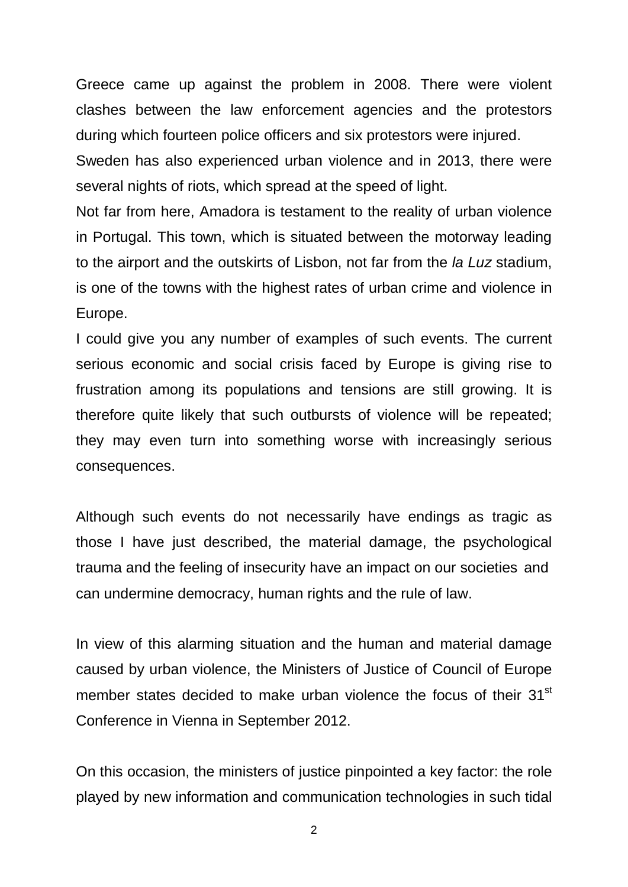Greece came up against the problem in 2008. There were violent clashes between the law enforcement agencies and the protestors during which fourteen police officers and six protestors were injured.

Sweden has also experienced urban violence and in 2013, there were several nights of riots, which spread at the speed of light.

Not far from here, Amadora is testament to the reality of urban violence in Portugal. This town, which is situated between the motorway leading to the airport and the outskirts of Lisbon, not far from the *la Luz* stadium, is one of the towns with the highest rates of urban crime and violence in Europe.

I could give you any number of examples of such events. The current serious economic and social crisis faced by Europe is giving rise to frustration among its populations and tensions are still growing. It is therefore quite likely that such outbursts of violence will be repeated; they may even turn into something worse with increasingly serious consequences.

Although such events do not necessarily have endings as tragic as those I have just described, the material damage, the psychological trauma and the feeling of insecurity have an impact on our societies and can undermine democracy, human rights and the rule of law.

In view of this alarming situation and the human and material damage caused by urban violence, the Ministers of Justice of Council of Europe member states decided to make urban violence the focus of their 31st Conference in Vienna in September 2012.

On this occasion, the ministers of justice pinpointed a key factor: the role played by new information and communication technologies in such tidal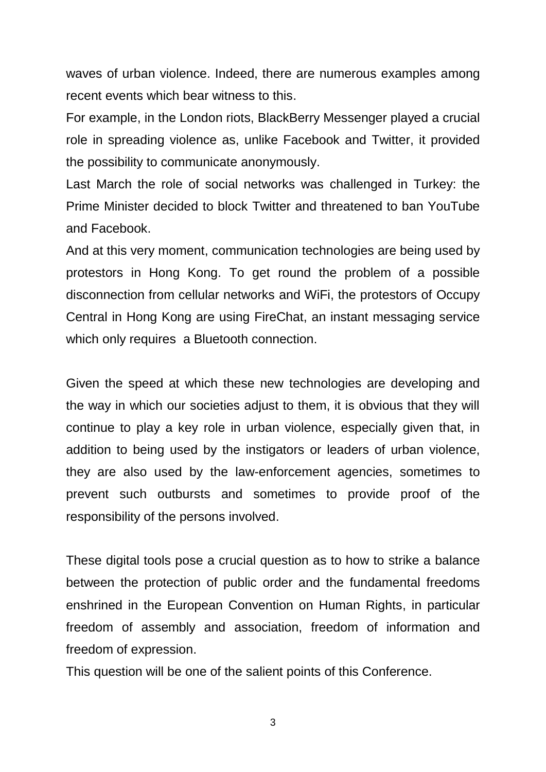waves of urban violence. Indeed, there are numerous examples among recent events which bear witness to this.

For example, in the London riots, BlackBerry Messenger played a crucial role in spreading violence as, unlike Facebook and Twitter, it provided the possibility to communicate anonymously.

Last March the role of social networks was challenged in Turkey: the Prime Minister decided to block Twitter and threatened to ban YouTube and Facebook.

And at this very moment, communication technologies are being used by protestors in Hong Kong. To get round the problem of a possible disconnection from cellular networks and WiFi, the protestors of Occupy Central in Hong Kong are using FireChat, an instant messaging service which only requires a Bluetooth connection.

Given the speed at which these new technologies are developing and the way in which our societies adjust to them, it is obvious that they will continue to play a key role in urban violence, especially given that, in addition to being used by the instigators or leaders of urban violence, they are also used by the law-enforcement agencies, sometimes to prevent such outbursts and sometimes to provide proof of the responsibility of the persons involved.

These digital tools pose a crucial question as to how to strike a balance between the protection of public order and the fundamental freedoms enshrined in the European Convention on Human Rights, in particular freedom of assembly and association, freedom of information and freedom of expression.

This question will be one of the salient points of this Conference.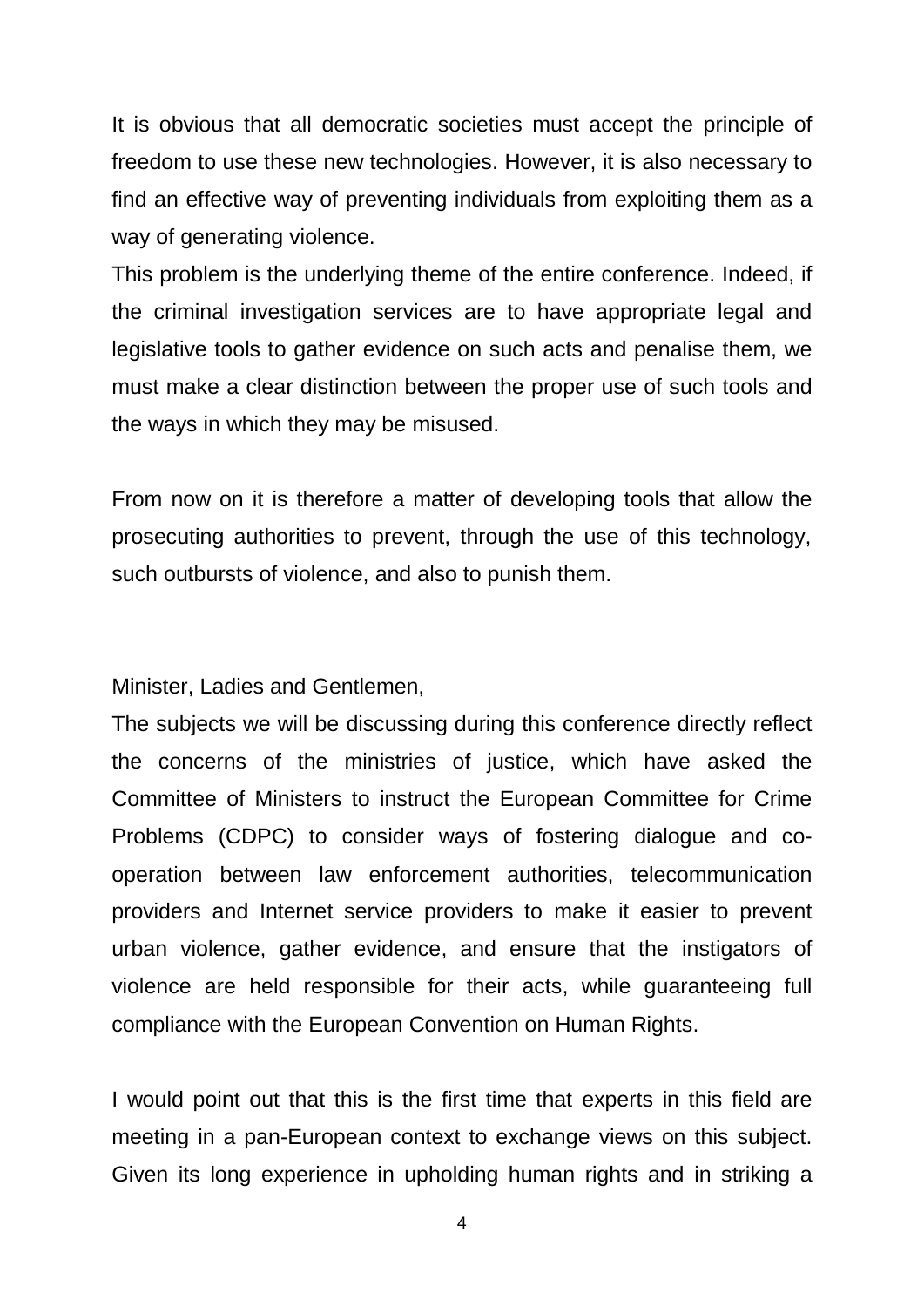It is obvious that all democratic societies must accept the principle of freedom to use these new technologies. However, it is also necessary to find an effective way of preventing individuals from exploiting them as a way of generating violence.
This problem is the underlying theme of the entire conference. Indeed, if the criminal investigation services are to have appropriate legal and legislative tools to gather evidence on such acts and penalise them, we must make a clear distinction between the proper use of such tools and the ways in which they may be misused.

From now on it is therefore a matter of developing tools that allow the prosecuting authorities to prevent, through the use of this technology, such outbursts of violence, and also to punish them.

Minister, Ladies and Gentlemen,
The subjects we will be discussing during this conference directly reflect the concerns of the ministries of justice, which have asked the Committee of Ministers to instruct the European Committee for Crime Problems (CDPC) to consider ways of fostering dialogue and co-operation between law enforcement authorities, telecommunication providers and Internet service providers to make it easier to prevent urban violence, gather evidence, and ensure that the instigators of violence are held responsible for their acts, while guaranteeing full compliance with the European Convention on Human Rights.

I would point out that this is the first time that experts in this field are meeting in a pan-European context to exchange views on this subject. Given its long experience in upholding human rights and in striking a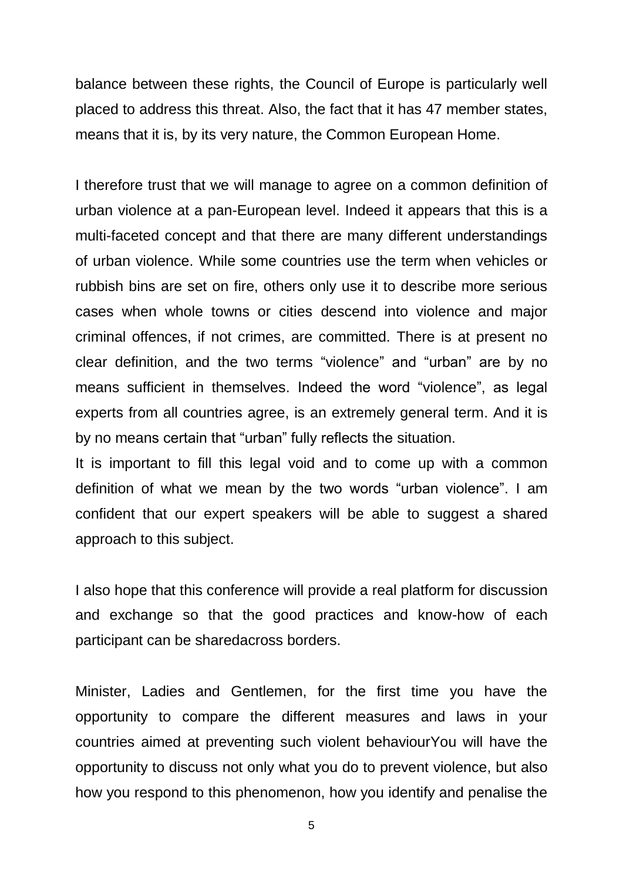balance between these rights, the Council of Europe is particularly well placed to address this threat. Also, the fact that it has 47 member states, means that it is, by its very nature, the Common European Home.

I therefore trust that we will manage to agree on a common definition of urban violence at a pan-European level. Indeed it appears that this is a multi-faceted concept and that there are many different understandings of urban violence. While some countries use the term when vehicles or rubbish bins are set on fire, others only use it to describe more serious cases when whole towns or cities descend into violence and major criminal offences, if not crimes, are committed. There is at present no clear definition, and the two terms “violence” and “urban” are by no means sufficient in themselves. Indeed the word “violence”, as legal experts from all countries agree, is an extremely general term. And it is by no means certain that “urban” fully reflects the situation.
It is important to fill this legal void and to come up with a common definition of what we mean by the two words “urban violence”. I am confident that our expert speakers will be able to suggest a shared approach to this subject.

I also hope that this conference will provide a real platform for discussion and exchange so that the good practices and know-how of each participant can be sharedacross borders.

Minister, Ladies and Gentlemen, for the first time you have the opportunity to compare the different measures and laws in your countries aimed at preventing such violent behaviourYou will have the opportunity to discuss not only what you do to prevent violence, but also how you respond to this phenomenon, how you identify and penalise the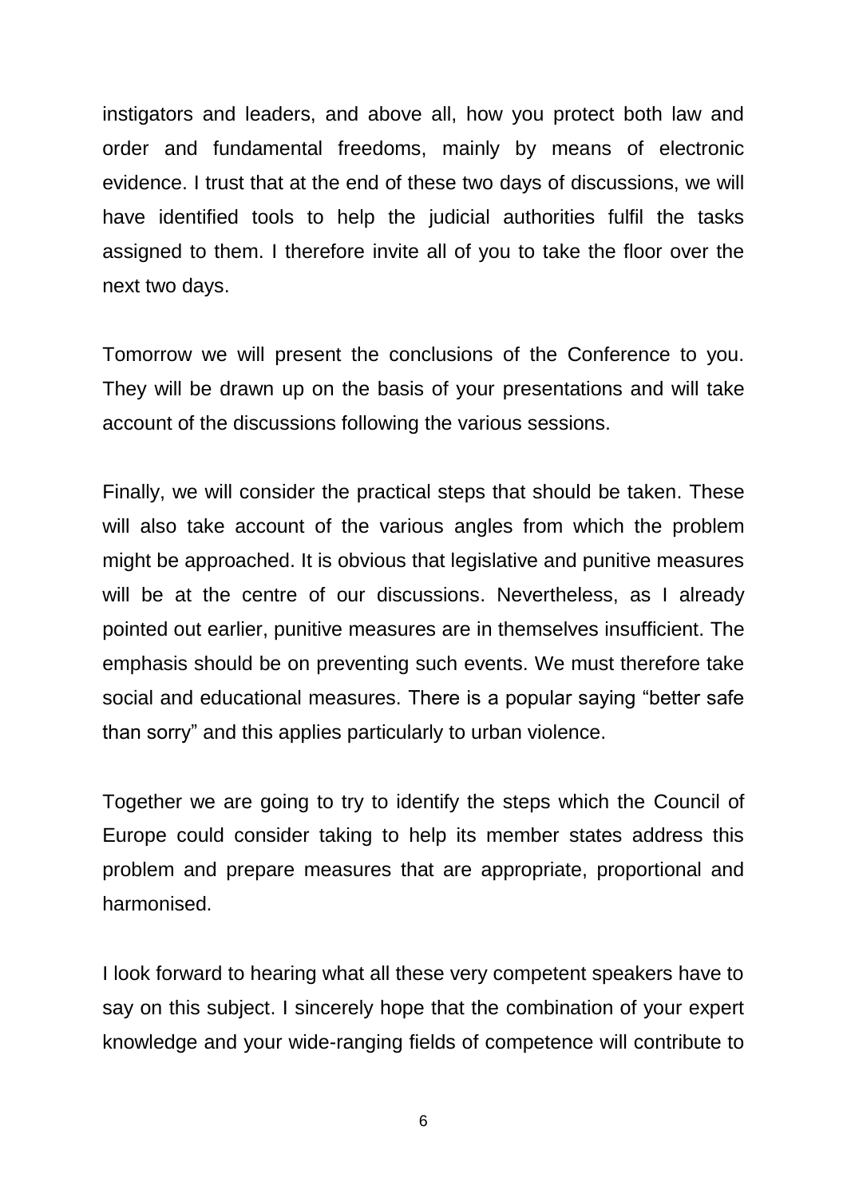instigators and leaders, and above all, how you protect both law and order and fundamental freedoms, mainly by means of electronic evidence. I trust that at the end of these two days of discussions, we will have identified tools to help the judicial authorities fulfil the tasks assigned to them. I therefore invite all of you to take the floor over the next two days.

Tomorrow we will present the conclusions of the Conference to you. They will be drawn up on the basis of your presentations and will take account of the discussions following the various sessions.

Finally, we will consider the practical steps that should be taken. These will also take account of the various angles from which the problem might be approached. It is obvious that legislative and punitive measures will be at the centre of our discussions. Nevertheless, as I already pointed out earlier, punitive measures are in themselves insufficient. The emphasis should be on preventing such events. We must therefore take social and educational measures. There is a popular saying "better safe than sorry" and this applies particularly to urban violence.

Together we are going to try to identify the steps which the Council of Europe could consider taking to help its member states address this problem and prepare measures that are appropriate, proportional and harmonised.

I look forward to hearing what all these very competent speakers have to say on this subject. I sincerely hope that the combination of your expert knowledge and your wide-ranging fields of competence will contribute to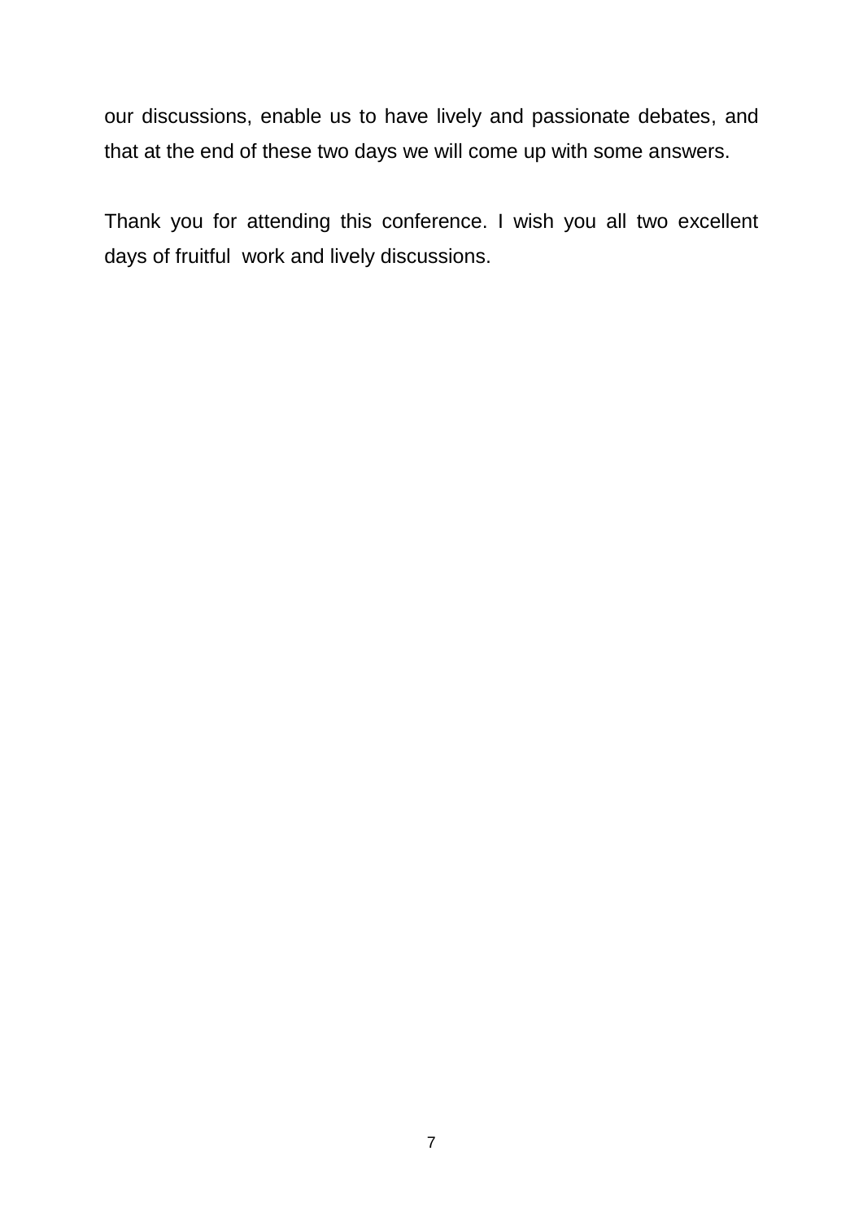our discussions, enable us to have lively and passionate debates, and that at the end of these two days we will come up with some answers.

Thank you for attending this conference. I wish you all two excellent days of fruitful work and lively discussions.